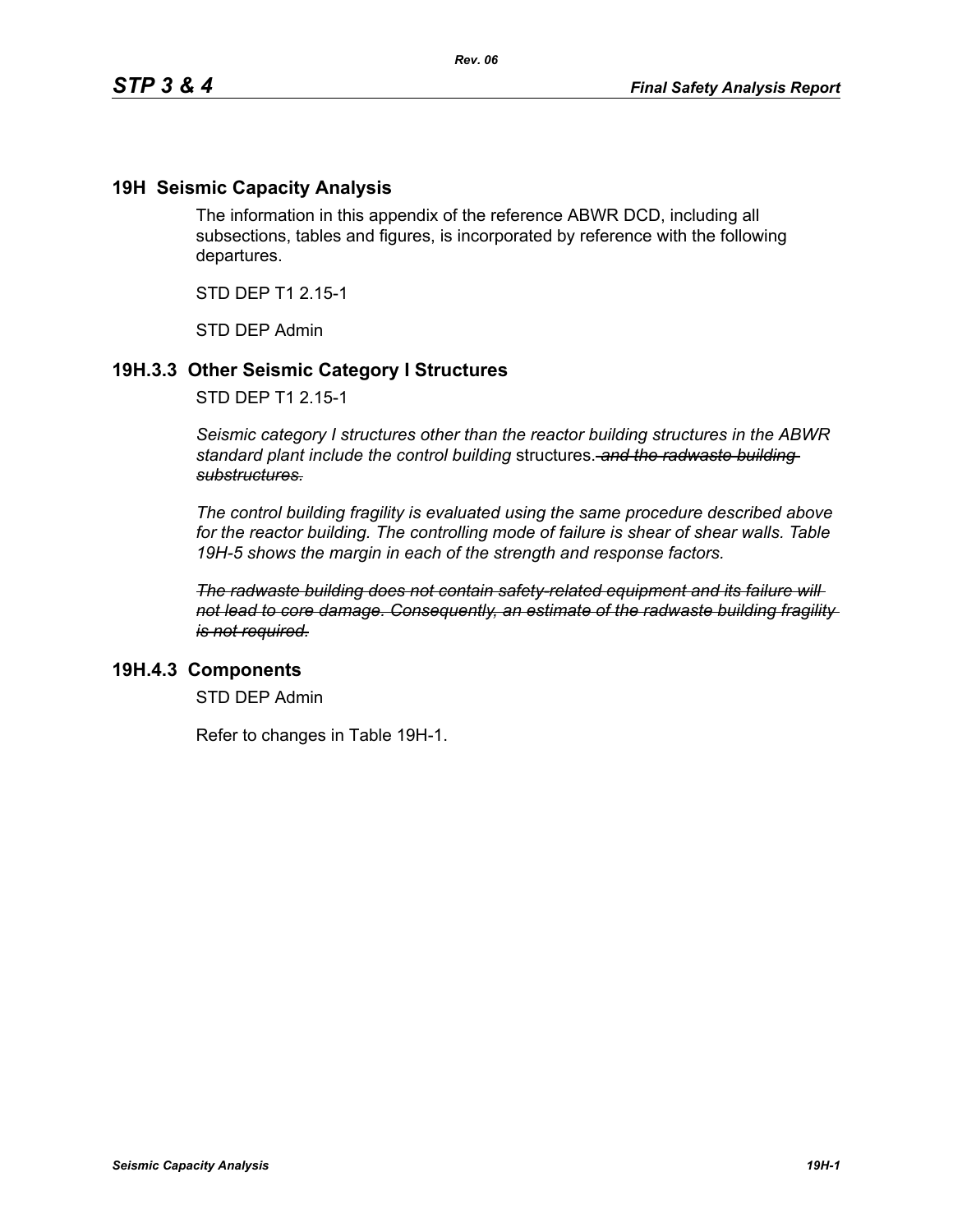## 19H Seismic Capacity Analysis

The information in this appendix of the reference ABWR DCD, including all subsections, tables and figures, is incorporated by reference with the following departures.

STD DEP T1 2.15-1

STD DEP Admin

### 19H.3.3 Other Seismic Category I Structures

STD DEP T1 2.15-1

*Seismic category I structures other than the reactor building structures in the ABWR standard plant include the control building* structures. ~~*and the radwaste building substructures.*~~

*The control building fragility is evaluated using the same procedure described above for the reactor building. The controlling mode of failure is shear of shear walls. Table 19H-5 shows the margin in each of the strength and response factors.*

~~*The radwaste building does not contain safety-related equipment and its failure will not lead to core damage. Consequently, an estimate of the radwaste building fragility is not required.*~~

### 19H.4.3 Components

STD DEP Admin

Refer to changes in Table 19H-1.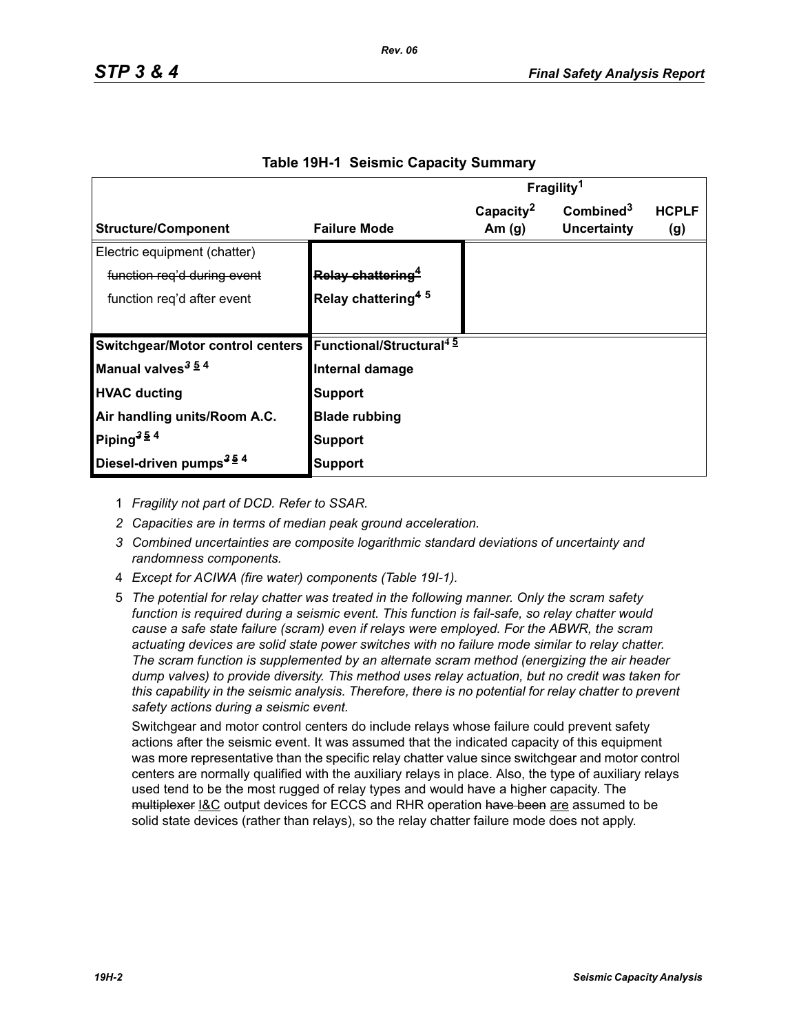## Table 19H-1 Seismic Capacity Summary

| Structure/Component | Failure Mode | Fragility[1] Capacity[2] Am (g) | Combined[3] Uncertainty | HCPLF (g) |
|---|---|---|---|---|
| Electric equipment (chatter) | | | | |
| ~~function req'd during event~~ | ~~**Relay chattering[4]**~~ | | | |
| function req'd after event | **Relay chattering[4 5]** | | | |
| **Switchgear/Motor control centers** | **Functional/Structural[4 5]** | | | |
| **Manual valves[3 5 4]** | **Internal damage** | | | |
| **HVAC ducting** | **Support** | | | |
| **Air handling units/Room A.C.** | **Blade rubbing** | | | |
| **Piping[3 5 4]** | **Support** | | | |
| **Diesel-driven pumps[3 5 4]** | **Support** | | | |

1 *Fragility not part of DCD. Refer to SSAR.*

2 *Capacities are in terms of median peak ground acceleration.*

3 *Combined uncertainties are composite logarithmic standard deviations of uncertainty and randomness components.*

4 *Except for ACIWA (fire water) components (Table 19I-1).*

5 *The potential for relay chatter was treated in the following manner. Only the scram safety function is required during a seismic event. This function is fail-safe, so relay chatter would cause a safe state failure (scram) even if relays were employed. For the ABWR, the scram actuating devices are solid state power switches with no failure mode similar to relay chatter. The scram function is supplemented by an alternate scram method (energizing the air header dump valves) to provide diversity. This method uses relay actuation, but no credit was taken for this capability in the seismic analysis. Therefore, there is no potential for relay chatter to prevent safety actions during a seismic event.*

Switchgear and motor control centers do include relays whose failure could prevent safety actions after the seismic event. It was assumed that the indicated capacity of this equipment was more representative than the specific relay chatter value since switchgear and motor control centers are normally qualified with the auxiliary relays in place. Also, the type of auxiliary relays used tend to be the most rugged of relay types and would have a higher capacity. The ~~multiplexer~~ I&C output devices for ECCS and RHR operation ~~have been~~ are assumed to be solid state devices (rather than relays), so the relay chatter failure mode does not apply.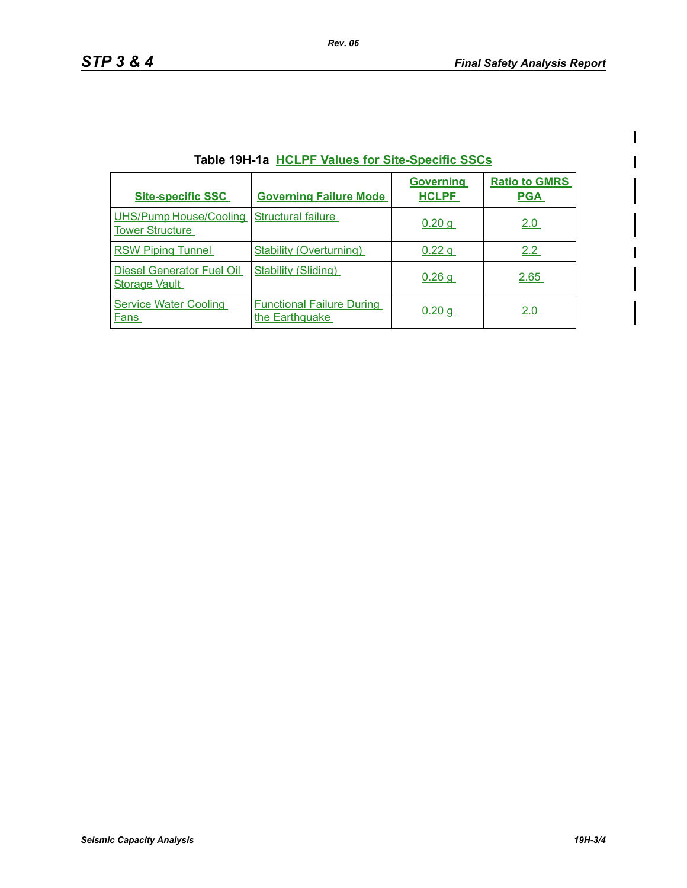**Table 19H-1a HCLPF Values for Site-Specific SSCs**

| Site-specific SSC | Governing Failure Mode | Governing HCLPF | Ratio to GMRS PGA |
|---|---|---|---|
| UHS/Pump House/Cooling Tower Structure | Structural failure | 0.20 g | 2.0 |
| RSW Piping Tunnel | Stability (Overturning) | 0.22 g | 2.2 |
| Diesel Generator Fuel Oil Storage Vault | Stability (Sliding) | 0.26 g | 2.65 |
| Service Water Cooling Fans | Functional Failure During the Earthquake | 0.20 g | 2.0 |